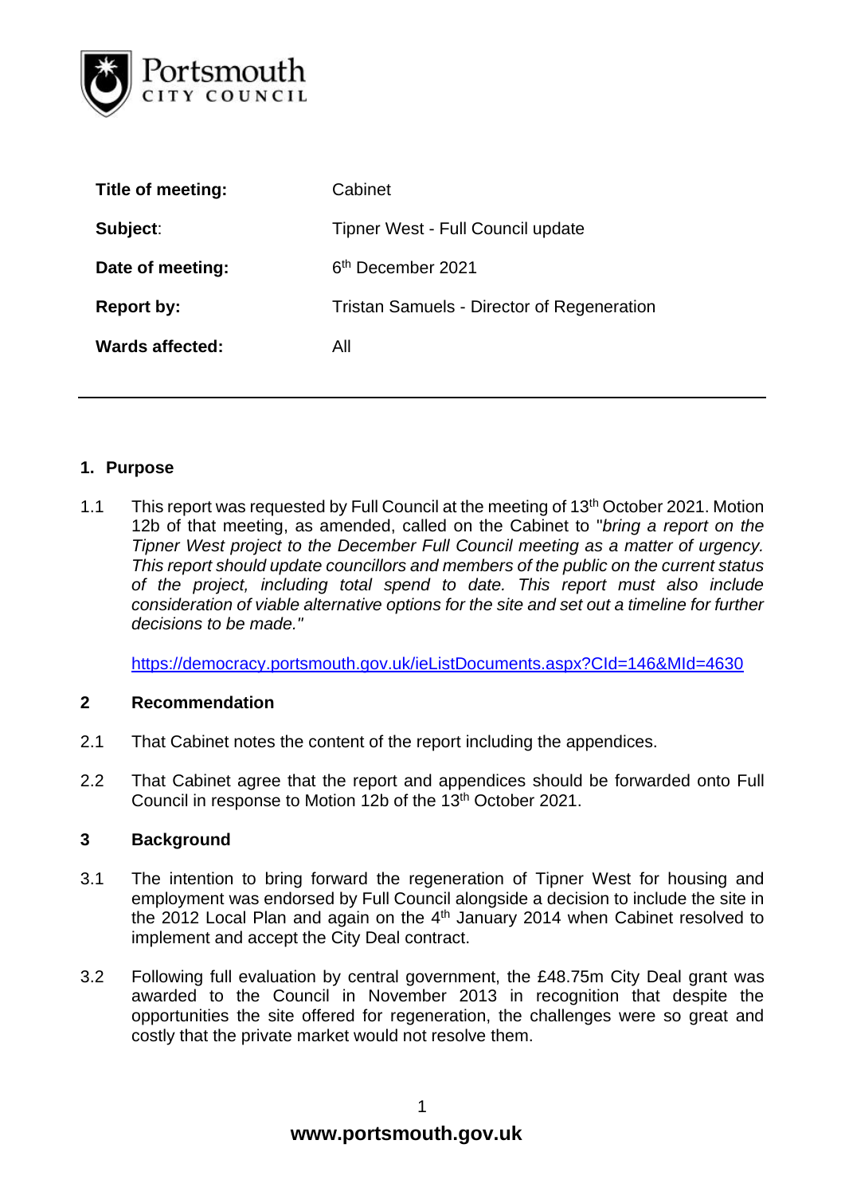Portsmouth CITY COUNCIL

| | |
|---|---|
| **Title of meeting:** | Cabinet |
| **Subject**: | Tipner West - Full Council update |
| **Date of meeting:** | 6th December 2021 |
| **Report by:** | Tristan Samuels - Director of Regeneration |
| **Wards affected:** | All |

---

## 1. Purpose

1.1 This report was requested by Full Council at the meeting of 13th October 2021. Motion 12b of that meeting, as amended, called on the Cabinet to "*bring a report on the Tipner West project to the December Full Council meeting as a matter of urgency. This report should update councillors and members of the public on the current status of the project, including total spend to date. This report must also include consideration of viable alternative options for the site and set out a timeline for further decisions to be made."*

https://democracy.portsmouth.gov.uk/ieListDocuments.aspx?CId=146&MId=4630

## 2 Recommendation

2.1 That Cabinet notes the content of the report including the appendices.

2.2 That Cabinet agree that the report and appendices should be forwarded onto Full Council in response to Motion 12b of the 13th October 2021.

## 3 Background

3.1 The intention to bring forward the regeneration of Tipner West for housing and employment was endorsed by Full Council alongside a decision to include the site in the 2012 Local Plan and again on the 4th January 2014 when Cabinet resolved to implement and accept the City Deal contract.

3.2 Following full evaluation by central government, the £48.75m City Deal grant was awarded to the Council in November 2013 in recognition that despite the opportunities the site offered for regeneration, the challenges were so great and costly that the private market would not resolve them.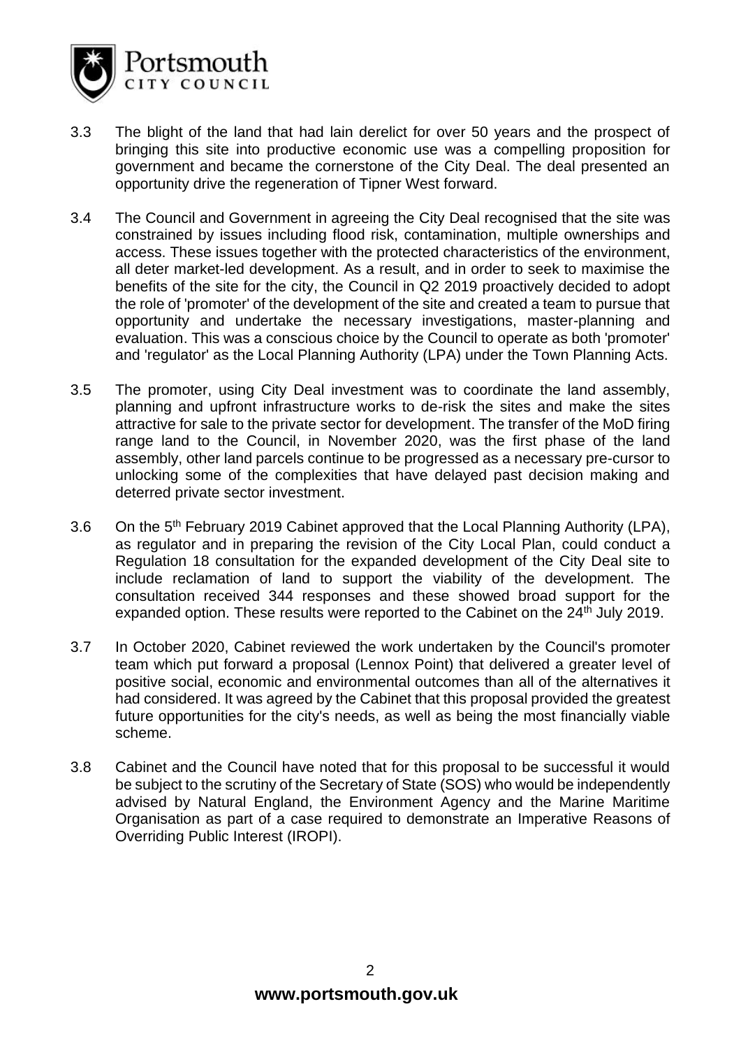3.3 The blight of the land that had lain derelict for over 50 years and the prospect of bringing this site into productive economic use was a compelling proposition for government and became the cornerstone of the City Deal. The deal presented an opportunity drive the regeneration of Tipner West forward.

3.4 The Council and Government in agreeing the City Deal recognised that the site was constrained by issues including flood risk, contamination, multiple ownerships and access. These issues together with the protected characteristics of the environment, all deter market-led development. As a result, and in order to seek to maximise the benefits of the site for the city, the Council in Q2 2019 proactively decided to adopt the role of 'promoter' of the development of the site and created a team to pursue that opportunity and undertake the necessary investigations, master-planning and evaluation. This was a conscious choice by the Council to operate as both 'promoter' and 'regulator' as the Local Planning Authority (LPA) under the Town Planning Acts.

3.5 The promoter, using City Deal investment was to coordinate the land assembly, planning and upfront infrastructure works to de-risk the sites and make the sites attractive for sale to the private sector for development. The transfer of the MoD firing range land to the Council, in November 2020, was the first phase of the land assembly, other land parcels continue to be progressed as a necessary pre-cursor to unlocking some of the complexities that have delayed past decision making and deterred private sector investment.

3.6 On the 5th February 2019 Cabinet approved that the Local Planning Authority (LPA), as regulator and in preparing the revision of the City Local Plan, could conduct a Regulation 18 consultation for the expanded development of the City Deal site to include reclamation of land to support the viability of the development. The consultation received 344 responses and these showed broad support for the expanded option. These results were reported to the Cabinet on the 24th July 2019.

3.7 In October 2020, Cabinet reviewed the work undertaken by the Council's promoter team which put forward a proposal (Lennox Point) that delivered a greater level of positive social, economic and environmental outcomes than all of the alternatives it had considered. It was agreed by the Cabinet that this proposal provided the greatest future opportunities for the city's needs, as well as being the most financially viable scheme.

3.8 Cabinet and the Council have noted that for this proposal to be successful it would be subject to the scrutiny of the Secretary of State (SOS) who would be independently advised by Natural England, the Environment Agency and the Marine Maritime Organisation as part of a case required to demonstrate an Imperative Reasons of Overriding Public Interest (IROPI).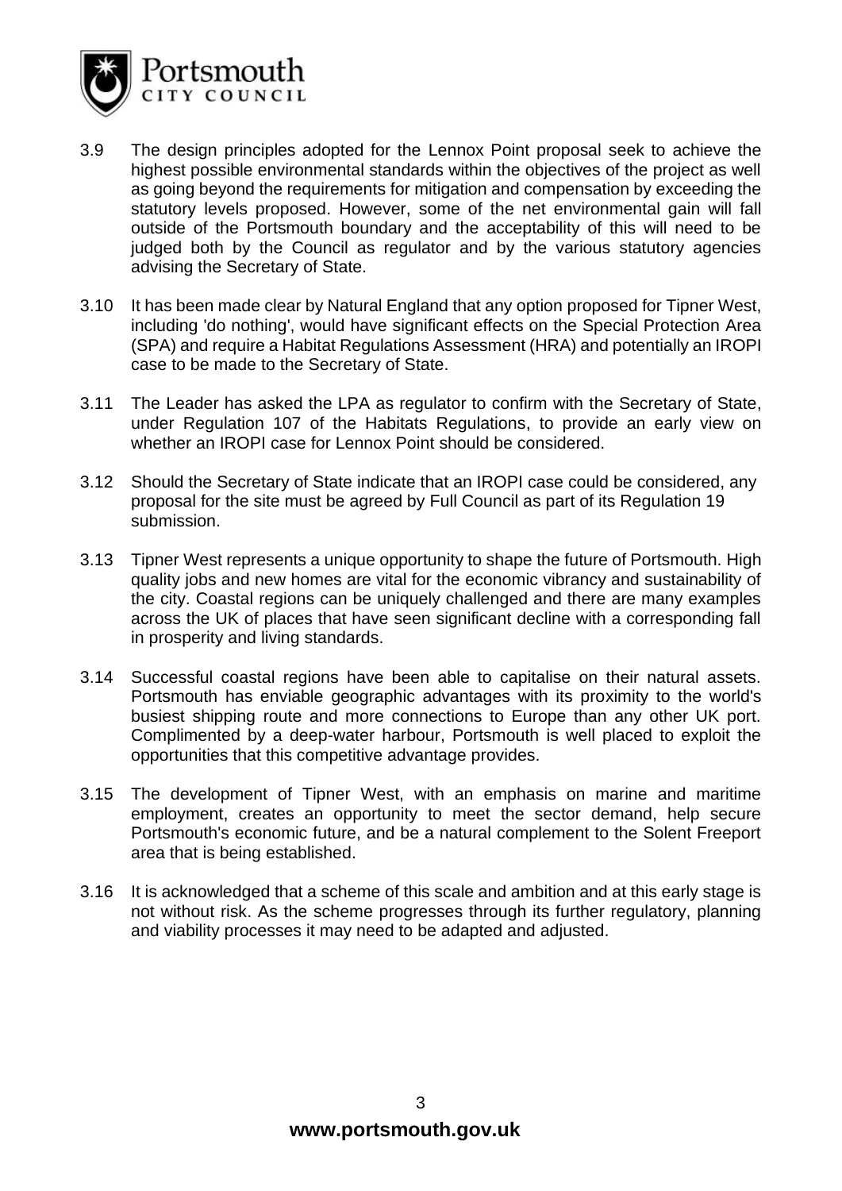3.9 The design principles adopted for the Lennox Point proposal seek to achieve the highest possible environmental standards within the objectives of the project as well as going beyond the requirements for mitigation and compensation by exceeding the statutory levels proposed. However, some of the net environmental gain will fall outside of the Portsmouth boundary and the acceptability of this will need to be judged both by the Council as regulator and by the various statutory agencies advising the Secretary of State.

3.10 It has been made clear by Natural England that any option proposed for Tipner West, including 'do nothing', would have significant effects on the Special Protection Area (SPA) and require a Habitat Regulations Assessment (HRA) and potentially an IROPI case to be made to the Secretary of State.

3.11 The Leader has asked the LPA as regulator to confirm with the Secretary of State, under Regulation 107 of the Habitats Regulations, to provide an early view on whether an IROPI case for Lennox Point should be considered.

3.12 Should the Secretary of State indicate that an IROPI case could be considered, any proposal for the site must be agreed by Full Council as part of its Regulation 19 submission.

3.13 Tipner West represents a unique opportunity to shape the future of Portsmouth. High quality jobs and new homes are vital for the economic vibrancy and sustainability of the city. Coastal regions can be uniquely challenged and there are many examples across the UK of places that have seen significant decline with a corresponding fall in prosperity and living standards.

3.14 Successful coastal regions have been able to capitalise on their natural assets. Portsmouth has enviable geographic advantages with its proximity to the world's busiest shipping route and more connections to Europe than any other UK port. Complimented by a deep-water harbour, Portsmouth is well placed to exploit the opportunities that this competitive advantage provides.

3.15 The development of Tipner West, with an emphasis on marine and maritime employment, creates an opportunity to meet the sector demand, help secure Portsmouth's economic future, and be a natural complement to the Solent Freeport area that is being established.

3.16 It is acknowledged that a scheme of this scale and ambition and at this early stage is not without risk. As the scheme progresses through its further regulatory, planning and viability processes it may need to be adapted and adjusted.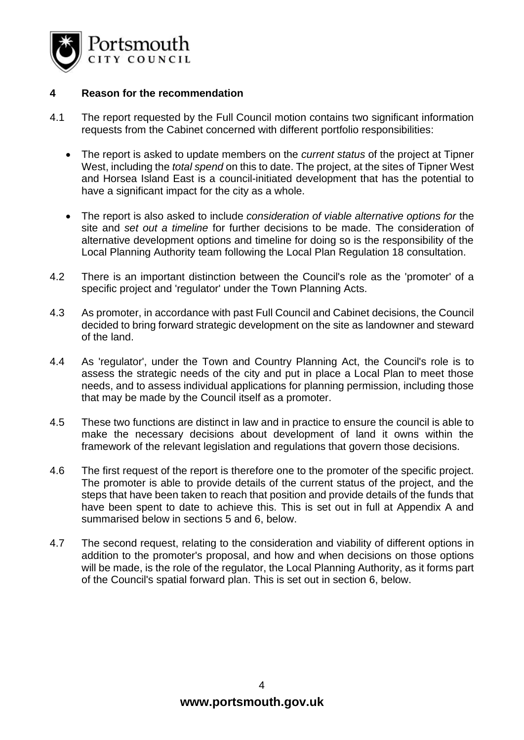## 4 Reason for the recommendation

4.1 The report requested by the Full Council motion contains two significant information requests from the Cabinet concerned with different portfolio responsibilities:

- The report is asked to update members on the *current status* of the project at Tipner West, including the *total spend* on this to date. The project, at the sites of Tipner West and Horsea Island East is a council-initiated development that has the potential to have a significant impact for the city as a whole.

- The report is also asked to include *consideration of viable alternative options for* the site and *set out a timeline* for further decisions to be made. The consideration of alternative development options and timeline for doing so is the responsibility of the Local Planning Authority team following the Local Plan Regulation 18 consultation.

4.2 There is an important distinction between the Council's role as the 'promoter' of a specific project and 'regulator' under the Town Planning Acts.

4.3 As promoter, in accordance with past Full Council and Cabinet decisions, the Council decided to bring forward strategic development on the site as landowner and steward of the land.

4.4 As 'regulator', under the Town and Country Planning Act, the Council's role is to assess the strategic needs of the city and put in place a Local Plan to meet those needs, and to assess individual applications for planning permission, including those that may be made by the Council itself as a promoter.

4.5 These two functions are distinct in law and in practice to ensure the council is able to make the necessary decisions about development of land it owns within the framework of the relevant legislation and regulations that govern those decisions.

4.6 The first request of the report is therefore one to the promoter of the specific project. The promoter is able to provide details of the current status of the project, and the steps that have been taken to reach that position and provide details of the funds that have been spent to date to achieve this. This is set out in full at Appendix A and summarised below in sections 5 and 6, below.

4.7 The second request, relating to the consideration and viability of different options in addition to the promoter's proposal, and how and when decisions on those options will be made, is the role of the regulator, the Local Planning Authority, as it forms part of the Council's spatial forward plan. This is set out in section 6, below.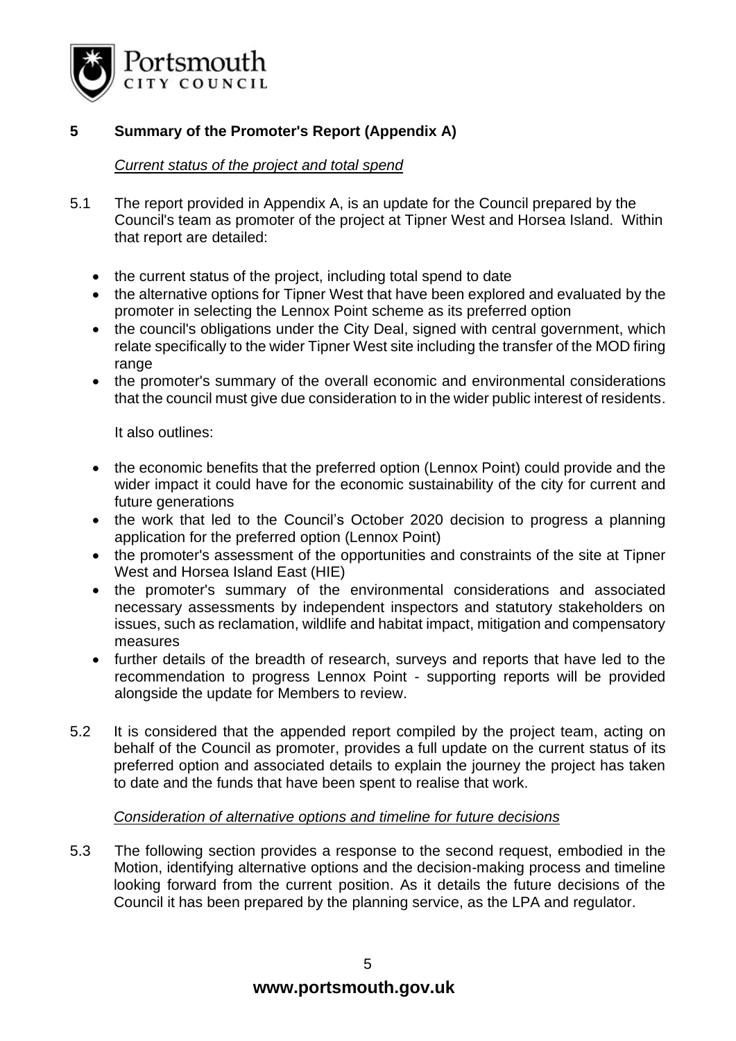## 5 Summary of the Promoter's Report (Appendix A)

*Current status of the project and total spend*

5.1 The report provided in Appendix A, is an update for the Council prepared by the Council's team as promoter of the project at Tipner West and Horsea Island. Within that report are detailed:

- the current status of the project, including total spend to date
- the alternative options for Tipner West that have been explored and evaluated by the promoter in selecting the Lennox Point scheme as its preferred option
- the council's obligations under the City Deal, signed with central government, which relate specifically to the wider Tipner West site including the transfer of the MOD firing range
- the promoter's summary of the overall economic and environmental considerations that the council must give due consideration to in the wider public interest of residents.

It also outlines:

- the economic benefits that the preferred option (Lennox Point) could provide and the wider impact it could have for the economic sustainability of the city for current and future generations
- the work that led to the Council's October 2020 decision to progress a planning application for the preferred option (Lennox Point)
- the promoter's assessment of the opportunities and constraints of the site at Tipner West and Horsea Island East (HIE)
- the promoter's summary of the environmental considerations and associated necessary assessments by independent inspectors and statutory stakeholders on issues, such as reclamation, wildlife and habitat impact, mitigation and compensatory measures
- further details of the breadth of research, surveys and reports that have led to the recommendation to progress Lennox Point - supporting reports will be provided alongside the update for Members to review.

5.2 It is considered that the appended report compiled by the project team, acting on behalf of the Council as promoter, provides a full update on the current status of its preferred option and associated details to explain the journey the project has taken to date and the funds that have been spent to realise that work.

*Consideration of alternative options and timeline for future decisions*

5.3 The following section provides a response to the second request, embodied in the Motion, identifying alternative options and the decision-making process and timeline looking forward from the current position. As it details the future decisions of the Council it has been prepared by the planning service, as the LPA and regulator.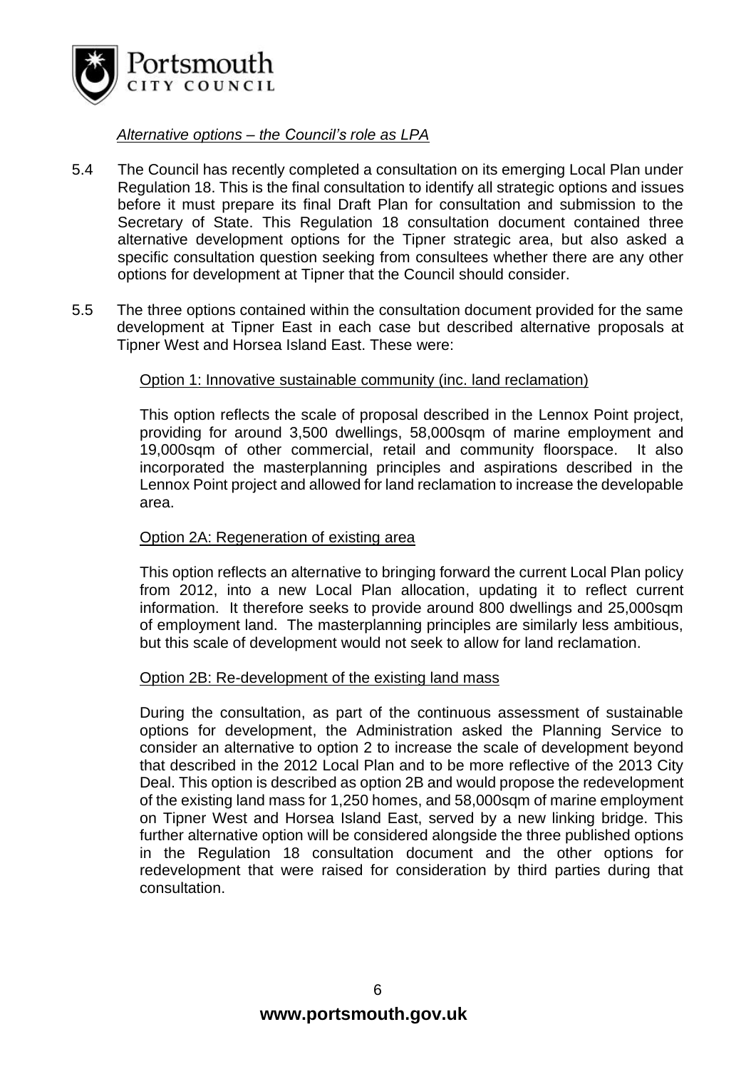*Alternative options – the Council's role as LPA*

5.4 The Council has recently completed a consultation on its emerging Local Plan under Regulation 18. This is the final consultation to identify all strategic options and issues before it must prepare its final Draft Plan for consultation and submission to the Secretary of State. This Regulation 18 consultation document contained three alternative development options for the Tipner strategic area, but also asked a specific consultation question seeking from consultees whether there are any other options for development at Tipner that the Council should consider.

5.5 The three options contained within the consultation document provided for the same development at Tipner East in each case but described alternative proposals at Tipner West and Horsea Island East. These were:

Option 1: Innovative sustainable community (inc. land reclamation)

This option reflects the scale of proposal described in the Lennox Point project, providing for around 3,500 dwellings, 58,000sqm of marine employment and 19,000sqm of other commercial, retail and community floorspace. It also incorporated the masterplanning principles and aspirations described in the Lennox Point project and allowed for land reclamation to increase the developable area.

Option 2A: Regeneration of existing area

This option reflects an alternative to bringing forward the current Local Plan policy from 2012, into a new Local Plan allocation, updating it to reflect current information. It therefore seeks to provide around 800 dwellings and 25,000sqm of employment land. The masterplanning principles are similarly less ambitious, but this scale of development would not seek to allow for land reclamation.

Option 2B: Re-development of the existing land mass

During the consultation, as part of the continuous assessment of sustainable options for development, the Administration asked the Planning Service to consider an alternative to option 2 to increase the scale of development beyond that described in the 2012 Local Plan and to be more reflective of the 2013 City Deal. This option is described as option 2B and would propose the redevelopment of the existing land mass for 1,250 homes, and 58,000sqm of marine employment on Tipner West and Horsea Island East, served by a new linking bridge. This further alternative option will be considered alongside the three published options in the Regulation 18 consultation document and the other options for redevelopment that were raised for consideration by third parties during that consultation.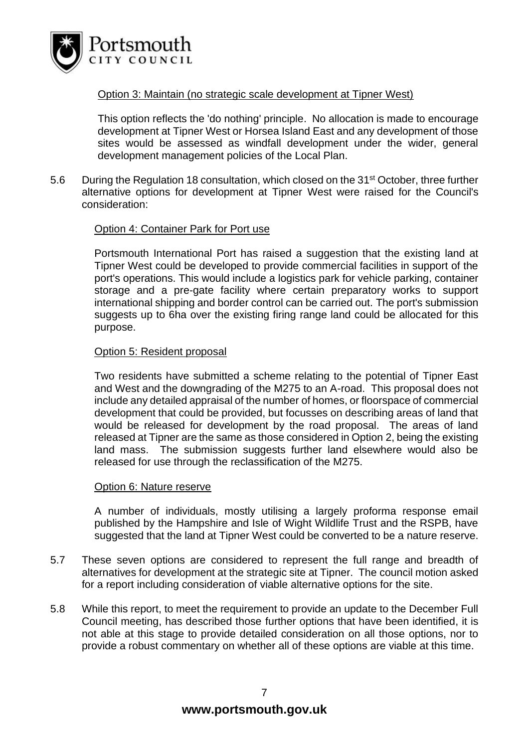Option 3: Maintain (no strategic scale development at Tipner West)

This option reflects the 'do nothing' principle. No allocation is made to encourage development at Tipner West or Horsea Island East and any development of those sites would be assessed as windfall development under the wider, general development management policies of the Local Plan.

5.6 During the Regulation 18 consultation, which closed on the 31st October, three further alternative options for development at Tipner West were raised for the Council's consideration:

Option 4: Container Park for Port use

Portsmouth International Port has raised a suggestion that the existing land at Tipner West could be developed to provide commercial facilities in support of the port's operations. This would include a logistics park for vehicle parking, container storage and a pre-gate facility where certain preparatory works to support international shipping and border control can be carried out. The port's submission suggests up to 6ha over the existing firing range land could be allocated for this purpose.

Option 5: Resident proposal

Two residents have submitted a scheme relating to the potential of Tipner East and West and the downgrading of the M275 to an A-road. This proposal does not include any detailed appraisal of the number of homes, or floorspace of commercial development that could be provided, but focusses on describing areas of land that would be released for development by the road proposal. The areas of land released at Tipner are the same as those considered in Option 2, being the existing land mass. The submission suggests further land elsewhere would also be released for use through the reclassification of the M275.

Option 6: Nature reserve

A number of individuals, mostly utilising a largely proforma response email published by the Hampshire and Isle of Wight Wildlife Trust and the RSPB, have suggested that the land at Tipner West could be converted to be a nature reserve.

5.7 These seven options are considered to represent the full range and breadth of alternatives for development at the strategic site at Tipner. The council motion asked for a report including consideration of viable alternative options for the site.

5.8 While this report, to meet the requirement to provide an update to the December Full Council meeting, has described those further options that have been identified, it is not able at this stage to provide detailed consideration on all those options, nor to provide a robust commentary on whether all of these options are viable at this time.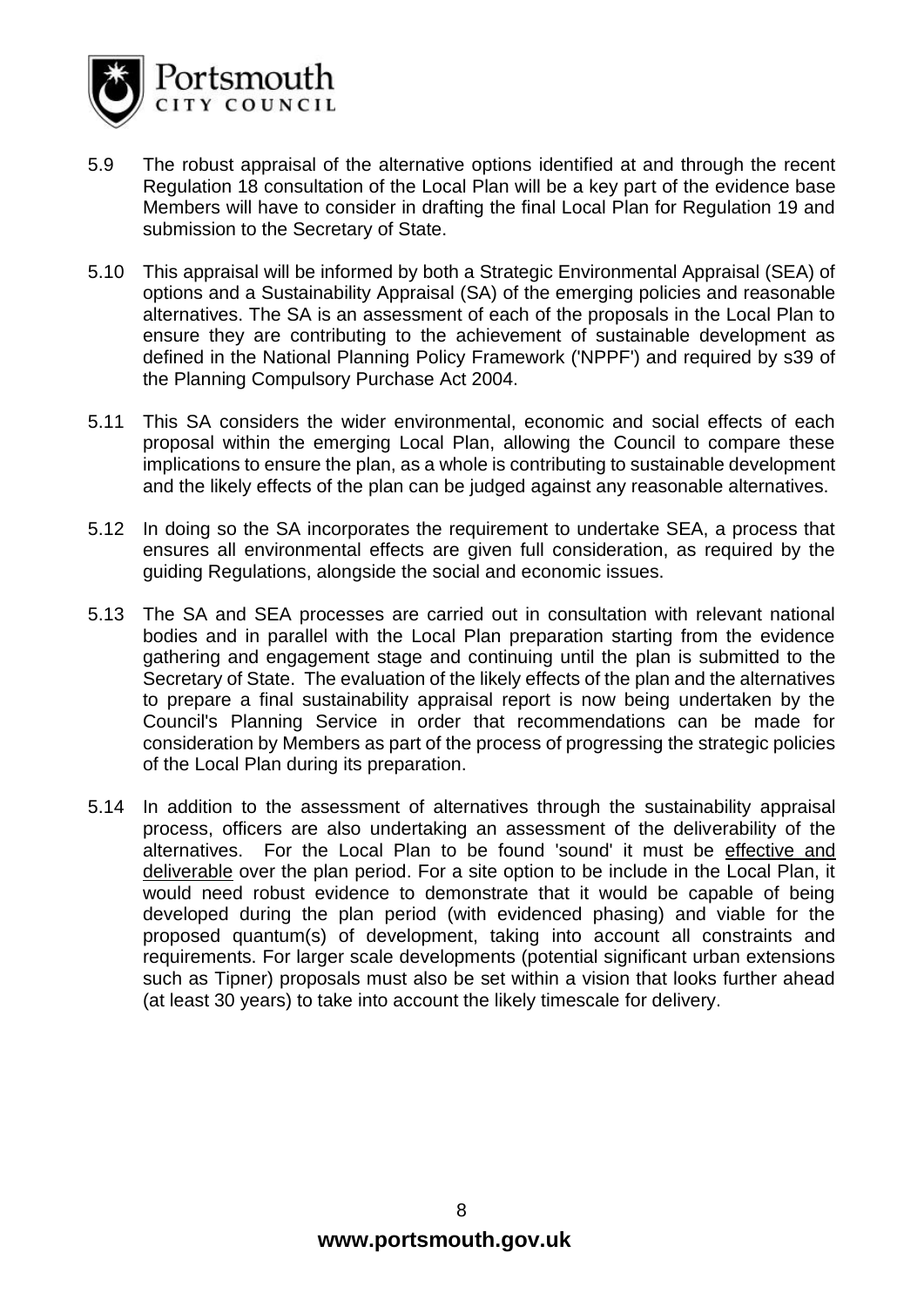5.9 The robust appraisal of the alternative options identified at and through the recent Regulation 18 consultation of the Local Plan will be a key part of the evidence base Members will have to consider in drafting the final Local Plan for Regulation 19 and submission to the Secretary of State.

5.10 This appraisal will be informed by both a Strategic Environmental Appraisal (SEA) of options and a Sustainability Appraisal (SA) of the emerging policies and reasonable alternatives. The SA is an assessment of each of the proposals in the Local Plan to ensure they are contributing to the achievement of sustainable development as defined in the National Planning Policy Framework ('NPPF') and required by s39 of the Planning Compulsory Purchase Act 2004.

5.11 This SA considers the wider environmental, economic and social effects of each proposal within the emerging Local Plan, allowing the Council to compare these implications to ensure the plan, as a whole is contributing to sustainable development and the likely effects of the plan can be judged against any reasonable alternatives.

5.12 In doing so the SA incorporates the requirement to undertake SEA, a process that ensures all environmental effects are given full consideration, as required by the guiding Regulations, alongside the social and economic issues.

5.13 The SA and SEA processes are carried out in consultation with relevant national bodies and in parallel with the Local Plan preparation starting from the evidence gathering and engagement stage and continuing until the plan is submitted to the Secretary of State. The evaluation of the likely effects of the plan and the alternatives to prepare a final sustainability appraisal report is now being undertaken by the Council's Planning Service in order that recommendations can be made for consideration by Members as part of the process of progressing the strategic policies of the Local Plan during its preparation.

5.14 In addition to the assessment of alternatives through the sustainability appraisal process, officers are also undertaking an assessment of the deliverability of the alternatives. For the Local Plan to be found 'sound' it must be effective and deliverable over the plan period. For a site option to be include in the Local Plan, it would need robust evidence to demonstrate that it would be capable of being developed during the plan period (with evidenced phasing) and viable for the proposed quantum(s) of development, taking into account all constraints and requirements. For larger scale developments (potential significant urban extensions such as Tipner) proposals must also be set within a vision that looks further ahead (at least 30 years) to take into account the likely timescale for delivery.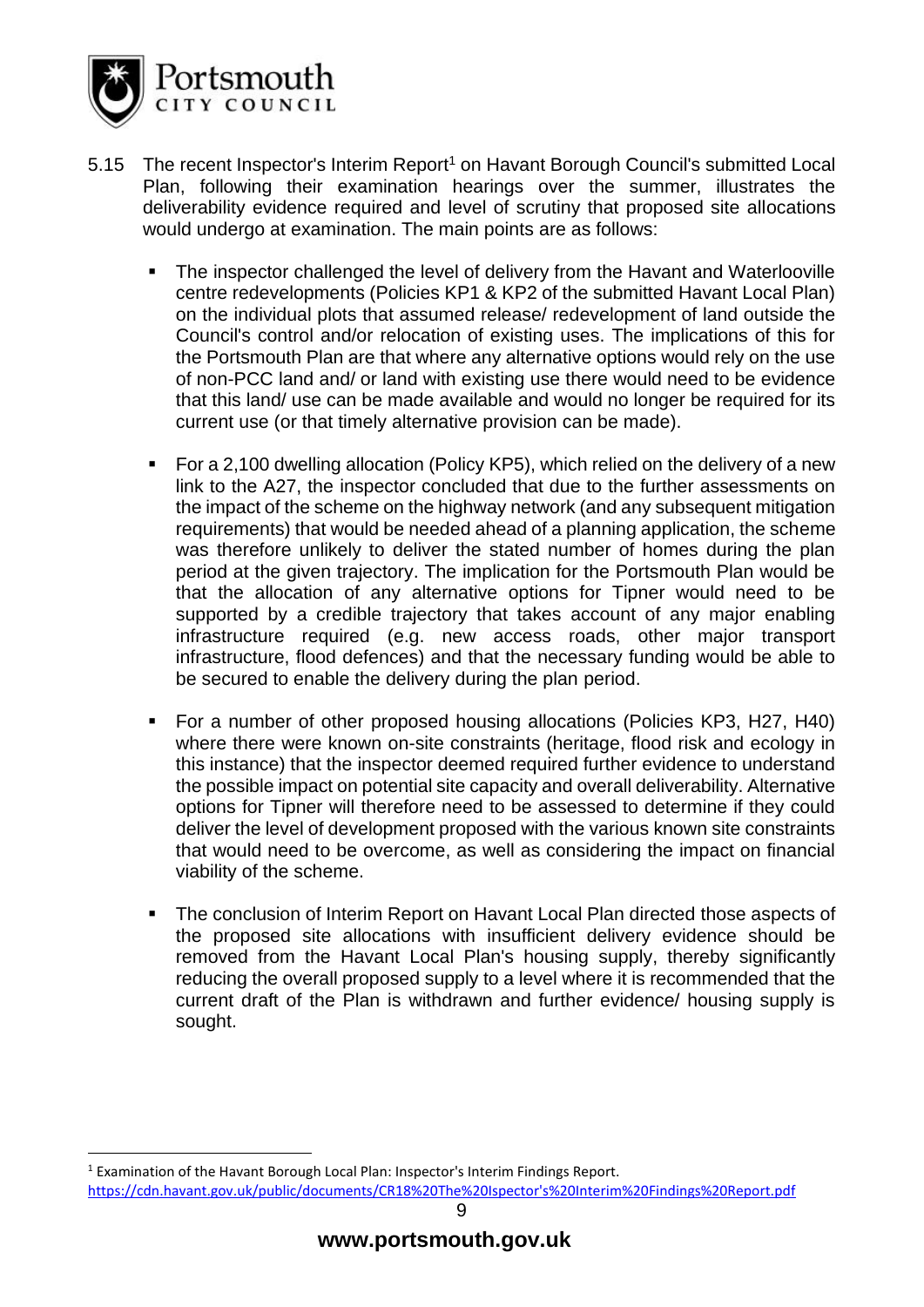5.15 The recent Inspector's Interim Report[1] on Havant Borough Council's submitted Local Plan, following their examination hearings over the summer, illustrates the deliverability evidence required and level of scrutiny that proposed site allocations would undergo at examination. The main points are as follows:

- The inspector challenged the level of delivery from the Havant and Waterlooville centre redevelopments (Policies KP1 & KP2 of the submitted Havant Local Plan) on the individual plots that assumed release/ redevelopment of land outside the Council's control and/or relocation of existing uses. The implications of this for the Portsmouth Plan are that where any alternative options would rely on the use of non-PCC land and/ or land with existing use there would need to be evidence that this land/ use can be made available and would no longer be required for its current use (or that timely alternative provision can be made).

- For a 2,100 dwelling allocation (Policy KP5), which relied on the delivery of a new link to the A27, the inspector concluded that due to the further assessments on the impact of the scheme on the highway network (and any subsequent mitigation requirements) that would be needed ahead of a planning application, the scheme was therefore unlikely to deliver the stated number of homes during the plan period at the given trajectory. The implication for the Portsmouth Plan would be that the allocation of any alternative options for Tipner would need to be supported by a credible trajectory that takes account of any major enabling infrastructure required (e.g. new access roads, other major transport infrastructure, flood defences) and that the necessary funding would be able to be secured to enable the delivery during the plan period.

- For a number of other proposed housing allocations (Policies KP3, H27, H40) where there were known on-site constraints (heritage, flood risk and ecology in this instance) that the inspector deemed required further evidence to understand the possible impact on potential site capacity and overall deliverability. Alternative options for Tipner will therefore need to be assessed to determine if they could deliver the level of development proposed with the various known site constraints that would need to be overcome, as well as considering the impact on financial viability of the scheme.

- The conclusion of Interim Report on Havant Local Plan directed those aspects of the proposed site allocations with insufficient delivery evidence should be removed from the Havant Local Plan's housing supply, thereby significantly reducing the overall proposed supply to a level where it is recommended that the current draft of the Plan is withdrawn and further evidence/ housing supply is sought.

---

[1] Examination of the Havant Borough Local Plan: Inspector's Interim Findings Report. https://cdn.havant.gov.uk/public/documents/CR18%20The%20Ispector's%20Interim%20Findings%20Report.pdf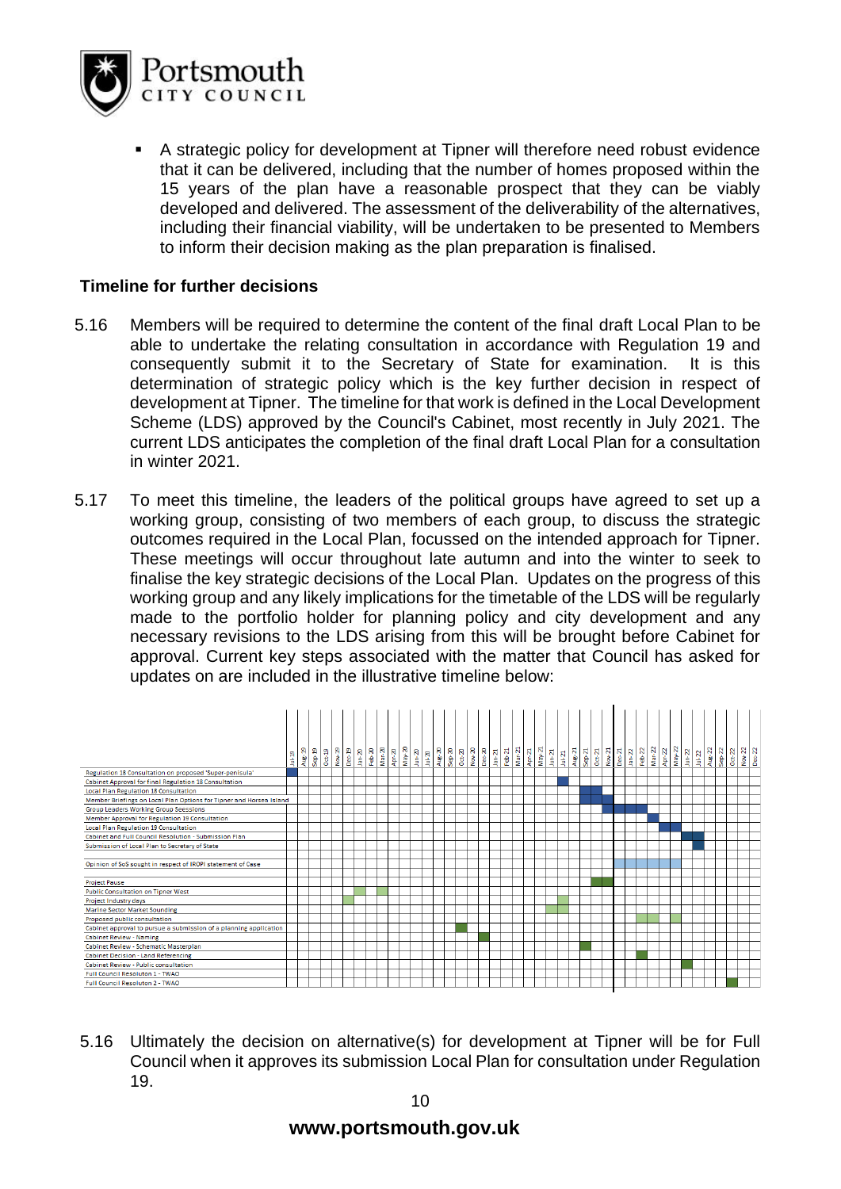- A strategic policy for development at Tipner will therefore need robust evidence that it can be delivered, including that the number of homes proposed within the 15 years of the plan have a reasonable prospect that they can be viably developed and delivered. The assessment of the deliverability of the alternatives, including their financial viability, will be undertaken to be presented to Members to inform their decision making as the plan preparation is finalised.

### Timeline for further decisions

5.16 Members will be required to determine the content of the final draft Local Plan to be able to undertake the relating consultation in accordance with Regulation 19 and consequently submit it to the Secretary of State for examination. It is this determination of strategic policy which is the key further decision in respect of development at Tipner. The timeline for that work is defined in the Local Development Scheme (LDS) approved by the Council's Cabinet, most recently in July 2021. The current LDS anticipates the completion of the final draft Local Plan for a consultation in winter 2021.

5.17 To meet this timeline, the leaders of the political groups have agreed to set up a working group, consisting of two members of each group, to discuss the strategic outcomes required in the Local Plan, focussed on the intended approach for Tipner. These meetings will occur throughout late autumn and into the winter to seek to finalise the key strategic decisions of the Local Plan. Updates on the progress of this working group and any likely implications for the timetable of the LDS will be regularly made to the portfolio holder for planning policy and city development and any necessary revisions to the LDS arising from this will be brought before Cabinet for approval. Current key steps associated with the matter that Council has asked for updates on are included in the illustrative timeline below:

| Activity | Timeline (Jul-19 to Dec-22) |
|---|---|
| Regulation 18 Consultation on proposed 'Super-penisula' | Jul-19 |
| Cabinet Approval for final Regulation 18 Consultation | Jul-21 |
| Local Plan Regulation 18 Consultation | Sep-21 – Oct-21 |
| Member Briefings on Local Plan Options for Tipner and Horsea Island | Sep-21 – Nov-21 |
| Group Leaders Working Group Seessions | Nov-21 – Feb-22 |
| Member Approval for Regulation 19 Consultation | Mar-22 |
| Local Plan Regulation 19 Consultation | Apr-22 – May-22 |
| Cabinet and Full Council Resolution - Submission Plan | Jun-22 – Jul-22 |
| Submission of Local Plan to Secretary of State | Jul-22 |
| Opinion of SoS sought in respect of IROPI statement of Case | Dec-21 – May-22 |
| Project Pause | Oct-21 – Nov-21 |
| Public Consultation on Tipner West | Jan-20, Mar-20 |
| Project Industry days | Dec-19, Jul-21 |
| Marine Sector Market Sounding | Jun-21 – Jul-21 |
| Proposed public consultation | Feb-22 – Mar-22, May-22 |
| Cabinet approval to pursue a submission of a planning application | Oct-20 |
| Cabinet Review - Naming | Dec-20 |
| Cabinet Review - Schematic Masterplan | Sep-21 |
| Cabinet Decision - Land Referencing | Feb-22 |
| Cabinet Review - Public consultation | Jun-22 |
| Full Council Resolutoin 1 - TWAO | |
| Full Council Resolutoin 2 - TWAO | Oct-22 |

5.16 Ultimately the decision on alternative(s) for development at Tipner will be for Full Council when it approves its submission Local Plan for consultation under Regulation 19.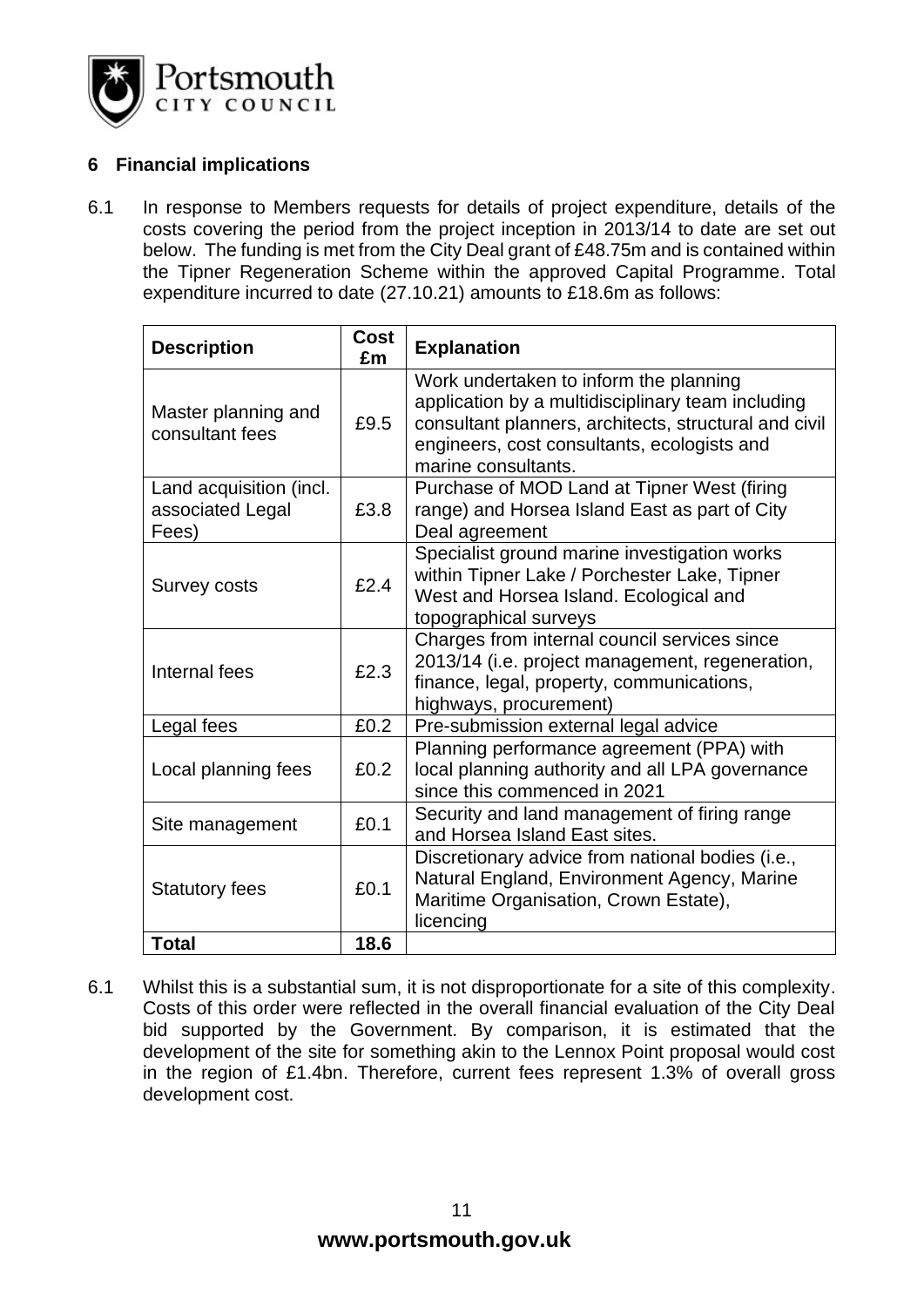## 6 Financial implications

6.1 In response to Members requests for details of project expenditure, details of the costs covering the period from the project inception in 2013/14 to date are set out below. The funding is met from the City Deal grant of £48.75m and is contained within the Tipner Regeneration Scheme within the approved Capital Programme. Total expenditure incurred to date (27.10.21) amounts to £18.6m as follows:

| Description | Cost £m | Explanation |
|---|---|---|
| Master planning and consultant fees | £9.5 | Work undertaken to inform the planning application by a multidisciplinary team including consultant planners, architects, structural and civil engineers, cost consultants, ecologists and marine consultants. |
| Land acquisition (incl. associated Legal Fees) | £3.8 | Purchase of MOD Land at Tipner West (firing range) and Horsea Island East as part of City Deal agreement |
| Survey costs | £2.4 | Specialist ground marine investigation works within Tipner Lake / Porchester Lake, Tipner West and Horsea Island. Ecological and topographical surveys |
| Internal fees | £2.3 | Charges from internal council services since 2013/14 (i.e. project management, regeneration, finance, legal, property, communications, highways, procurement) |
| Legal fees | £0.2 | Pre-submission external legal advice |
| Local planning fees | £0.2 | Planning performance agreement (PPA) with local planning authority and all LPA governance since this commenced in 2021 |
| Site management | £0.1 | Security and land management of firing range and Horsea Island East sites. |
| Statutory fees | £0.1 | Discretionary advice from national bodies (i.e., Natural England, Environment Agency, Marine Maritime Organisation, Crown Estate), licencing |
| **Total** | **18.6** | |

6.1 Whilst this is a substantial sum, it is not disproportionate for a site of this complexity. Costs of this order were reflected in the overall financial evaluation of the City Deal bid supported by the Government. By comparison, it is estimated that the development of the site for something akin to the Lennox Point proposal would cost in the region of £1.4bn. Therefore, current fees represent 1.3% of overall gross development cost.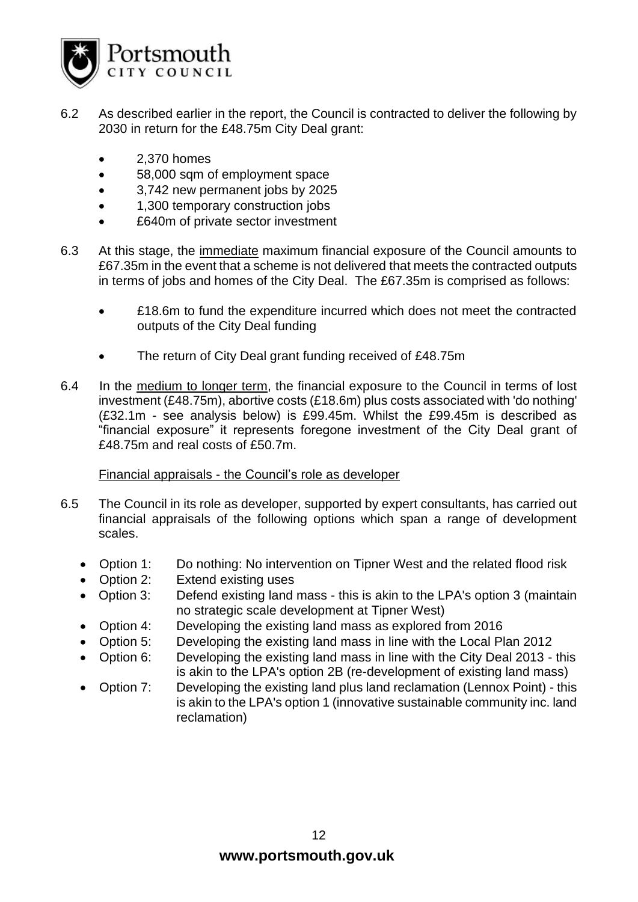6.2 As described earlier in the report, the Council is contracted to deliver the following by 2030 in return for the £48.75m City Deal grant:

- 2,370 homes
- 58,000 sqm of employment space
- 3,742 new permanent jobs by 2025
- 1,300 temporary construction jobs
- £640m of private sector investment

6.3 At this stage, the <u>immediate</u> maximum financial exposure of the Council amounts to £67.35m in the event that a scheme is not delivered that meets the contracted outputs in terms of jobs and homes of the City Deal. The £67.35m is comprised as follows:

- £18.6m to fund the expenditure incurred which does not meet the contracted outputs of the City Deal funding
- The return of City Deal grant funding received of £48.75m

6.4 In the <u>medium to longer term</u>, the financial exposure to the Council in terms of lost investment (£48.75m), abortive costs (£18.6m) plus costs associated with 'do nothing' (£32.1m - see analysis below) is £99.45m. Whilst the £99.45m is described as "financial exposure" it represents foregone investment of the City Deal grant of £48.75m and real costs of £50.7m.

<u>Financial appraisals - the Council's role as developer</u>

6.5 The Council in its role as developer, supported by expert consultants, has carried out financial appraisals of the following options which span a range of development scales.

- Option 1: Do nothing: No intervention on Tipner West and the related flood risk
- Option 2: Extend existing uses
- Option 3: Defend existing land mass - this is akin to the LPA's option 3 (maintain no strategic scale development at Tipner West)
- Option 4: Developing the existing land mass as explored from 2016
- Option 5: Developing the existing land mass in line with the Local Plan 2012
- Option 6: Developing the existing land mass in line with the City Deal 2013 - this is akin to the LPA's option 2B (re-development of existing land mass)
- Option 7: Developing the existing land plus land reclamation (Lennox Point) - this is akin to the LPA's option 1 (innovative sustainable community inc. land reclamation)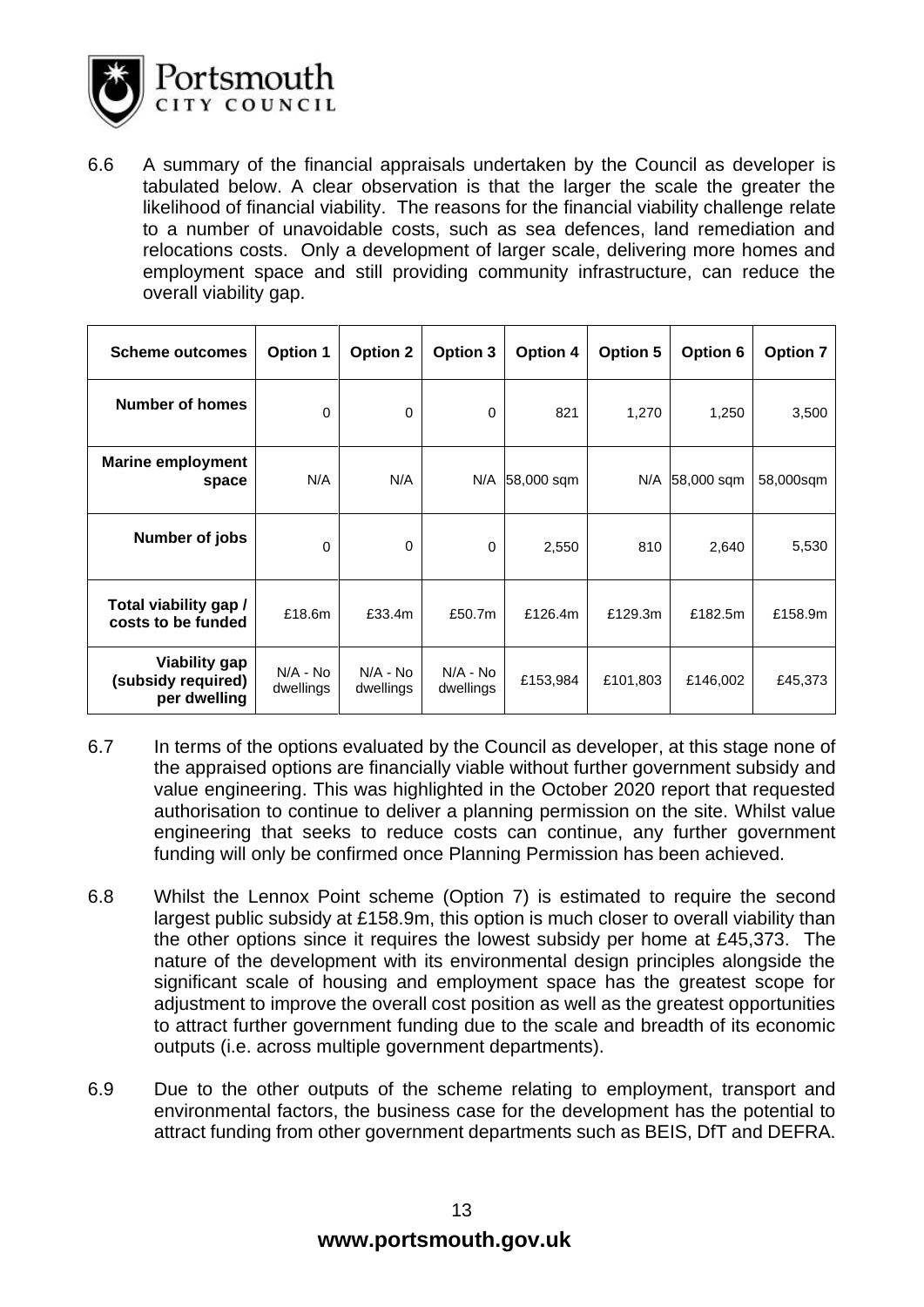6.6 A summary of the financial appraisals undertaken by the Council as developer is tabulated below. A clear observation is that the larger the scale the greater the likelihood of financial viability. The reasons for the financial viability challenge relate to a number of unavoidable costs, such as sea defences, land remediation and relocations costs. Only a development of larger scale, delivering more homes and employment space and still providing community infrastructure, can reduce the overall viability gap.

| Scheme outcomes | Option 1 | Option 2 | Option 3 | Option 4 | Option 5 | Option 6 | Option 7 |
|---|---|---|---|---|---|---|---|
| Number of homes | 0 | 0 | 0 | 821 | 1,270 | 1,250 | 3,500 |
| Marine employment space | N/A | N/A | N/A | 58,000 sqm | N/A | 58,000 sqm | 58,000sqm |
| Number of jobs | 0 | 0 | 0 | 2,550 | 810 | 2,640 | 5,530 |
| Total viability gap / costs to be funded | £18.6m | £33.4m | £50.7m | £126.4m | £129.3m | £182.5m | £158.9m |
| Viability gap (subsidy required) per dwelling | N/A - No dwellings | N/A - No dwellings | N/A - No dwellings | £153,984 | £101,803 | £146,002 | £45,373 |

6.7 In terms of the options evaluated by the Council as developer, at this stage none of the appraised options are financially viable without further government subsidy and value engineering. This was highlighted in the October 2020 report that requested authorisation to continue to deliver a planning permission on the site. Whilst value engineering that seeks to reduce costs can continue, any further government funding will only be confirmed once Planning Permission has been achieved.

6.8 Whilst the Lennox Point scheme (Option 7) is estimated to require the second largest public subsidy at £158.9m, this option is much closer to overall viability than the other options since it requires the lowest subsidy per home at £45,373. The nature of the development with its environmental design principles alongside the significant scale of housing and employment space has the greatest scope for adjustment to improve the overall cost position as well as the greatest opportunities to attract further government funding due to the scale and breadth of its economic outputs (i.e. across multiple government departments).

6.9 Due to the other outputs of the scheme relating to employment, transport and environmental factors, the business case for the development has the potential to attract funding from other government departments such as BEIS, DfT and DEFRA.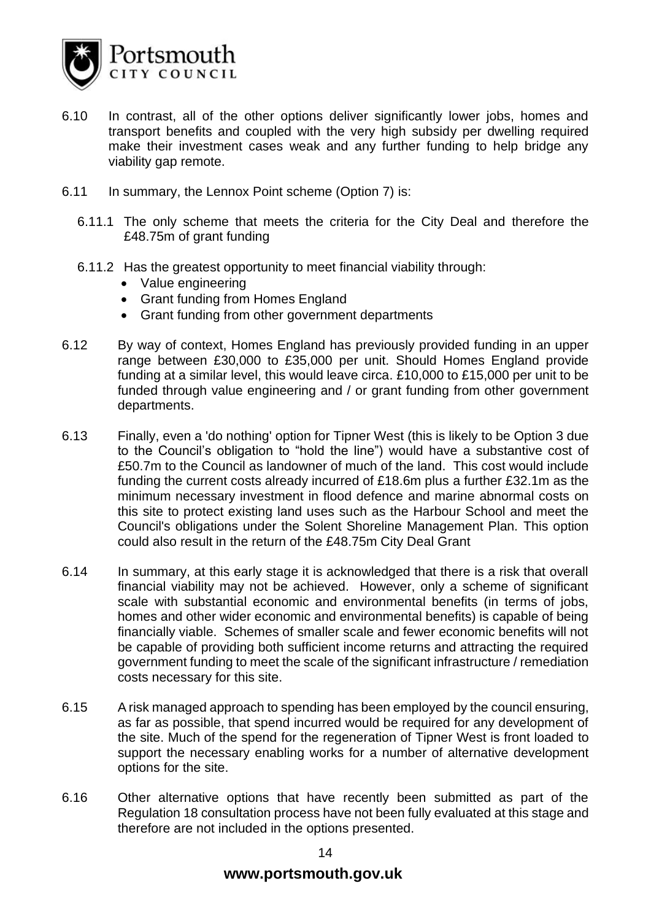6.10 In contrast, all of the other options deliver significantly lower jobs, homes and transport benefits and coupled with the very high subsidy per dwelling required make their investment cases weak and any further funding to help bridge any viability gap remote.

6.11 In summary, the Lennox Point scheme (Option 7) is:

6.11.1 The only scheme that meets the criteria for the City Deal and therefore the £48.75m of grant funding

6.11.2 Has the greatest opportunity to meet financial viability through:

- Value engineering
- Grant funding from Homes England
- Grant funding from other government departments

6.12 By way of context, Homes England has previously provided funding in an upper range between £30,000 to £35,000 per unit. Should Homes England provide funding at a similar level, this would leave circa. £10,000 to £15,000 per unit to be funded through value engineering and / or grant funding from other government departments.

6.13 Finally, even a 'do nothing' option for Tipner West (this is likely to be Option 3 due to the Council's obligation to "hold the line") would have a substantive cost of £50.7m to the Council as landowner of much of the land. This cost would include funding the current costs already incurred of £18.6m plus a further £32.1m as the minimum necessary investment in flood defence and marine abnormal costs on this site to protect existing land uses such as the Harbour School and meet the Council's obligations under the Solent Shoreline Management Plan. This option could also result in the return of the £48.75m City Deal Grant

6.14 In summary, at this early stage it is acknowledged that there is a risk that overall financial viability may not be achieved. However, only a scheme of significant scale with substantial economic and environmental benefits (in terms of jobs, homes and other wider economic and environmental benefits) is capable of being financially viable. Schemes of smaller scale and fewer economic benefits will not be capable of providing both sufficient income returns and attracting the required government funding to meet the scale of the significant infrastructure / remediation costs necessary for this site.

6.15 A risk managed approach to spending has been employed by the council ensuring, as far as possible, that spend incurred would be required for any development of the site. Much of the spend for the regeneration of Tipner West is front loaded to support the necessary enabling works for a number of alternative development options for the site.

6.16 Other alternative options that have recently been submitted as part of the Regulation 18 consultation process have not been fully evaluated at this stage and therefore are not included in the options presented.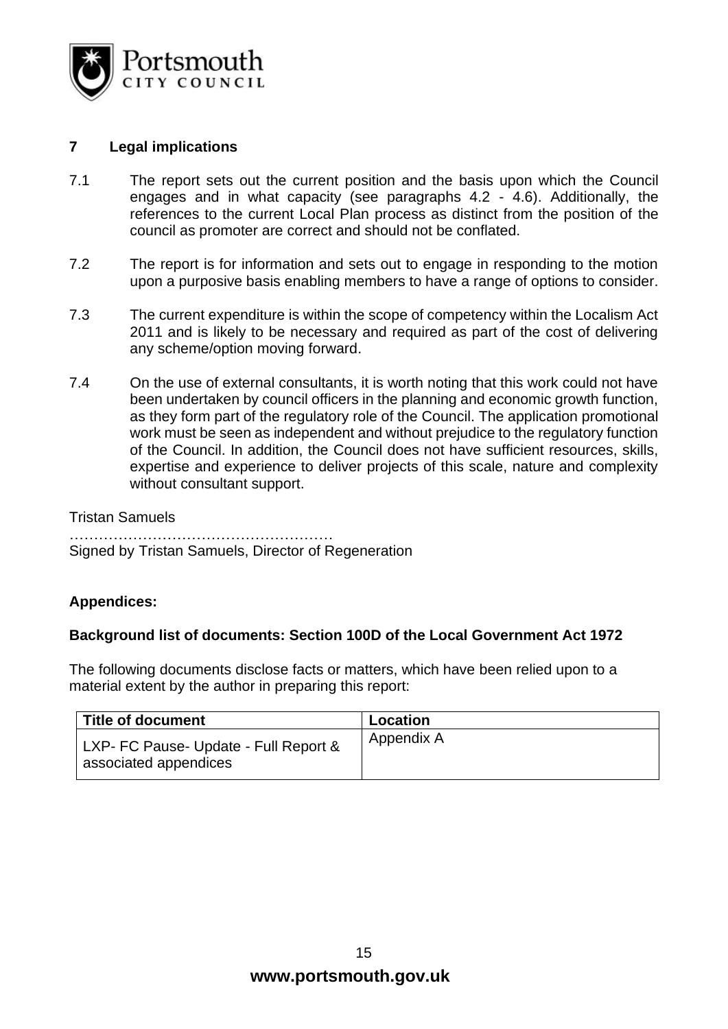## 7 Legal implications

7.1 The report sets out the current position and the basis upon which the Council engages and in what capacity (see paragraphs 4.2 - 4.6). Additionally, the references to the current Local Plan process as distinct from the position of the council as promoter are correct and should not be conflated.

7.2 The report is for information and sets out to engage in responding to the motion upon a purposive basis enabling members to have a range of options to consider.

7.3 The current expenditure is within the scope of competency within the Localism Act 2011 and is likely to be necessary and required as part of the cost of delivering any scheme/option moving forward.

7.4 On the use of external consultants, it is worth noting that this work could not have been undertaken by council officers in the planning and economic growth function, as they form part of the regulatory role of the Council. The application promotional work must be seen as independent and without prejudice to the regulatory function of the Council. In addition, the Council does not have sufficient resources, skills, expertise and experience to deliver projects of this scale, nature and complexity without consultant support.

Tristan Samuels

………………………………………………

Signed by Tristan Samuels, Director of Regeneration

**Appendices:**

**Background list of documents: Section 100D of the Local Government Act 1972**

The following documents disclose facts or matters, which have been relied upon to a material extent by the author in preparing this report:

| Title of document | Location |
|---|---|
| LXP- FC Pause- Update - Full Report & associated appendices | Appendix A |

www.portsmouth.gov.uk